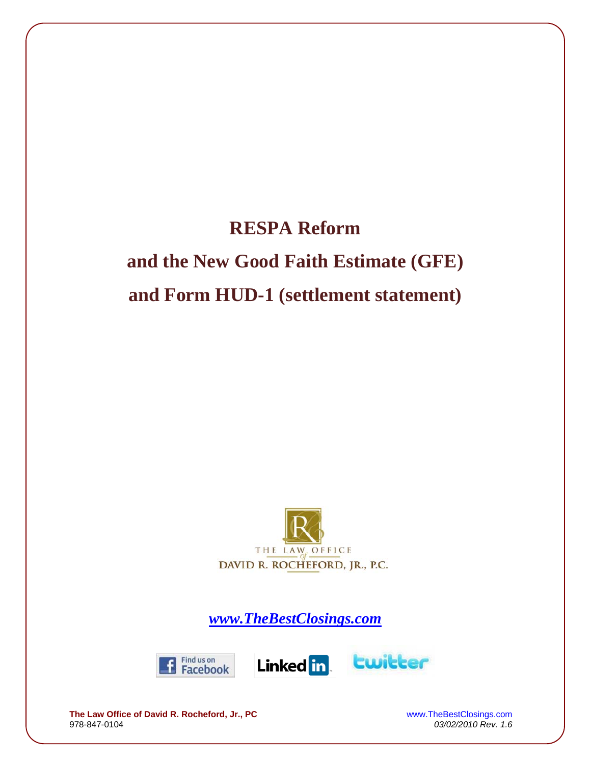# RESPA Reform

# and the New Good Faith Estimate (GFE)

# and Form HUD-1 (settlement statement)

THE LAW OFFICE of DAVID R. ROCHEFORD, JR., P.C.

***www.TheBestClosings.com***

Find us on Facebook | LinkedIn | twitter

**The Law Office of David R. Rocheford, Jr., PC**
978-847-0104

www.TheBestClosings.com
*03/02/2010 Rev. 1.6*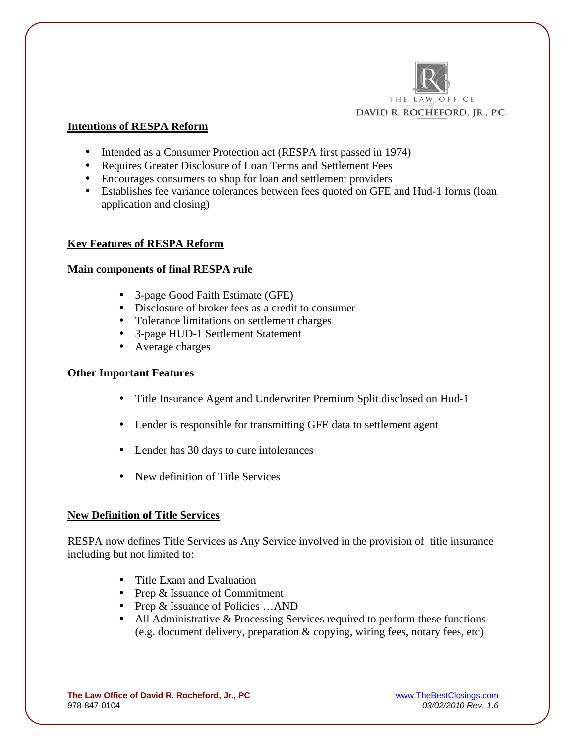## Intentions of RESPA Reform

- Intended as a Consumer Protection act (RESPA first passed in 1974)
- Requires Greater Disclosure of Loan Terms and Settlement Fees
- Encourages consumers to shop for loan and settlement providers
- Establishes fee variance tolerances between fees quoted on GFE and Hud-1 forms (loan application and closing)

## Key Features of RESPA Reform

### Main components of final RESPA rule

- 3-page Good Faith Estimate (GFE)
- Disclosure of broker fees as a credit to consumer
- Tolerance limitations on settlement charges
- 3-page HUD-1 Settlement Statement
- Average charges

### Other Important Features

- Title Insurance Agent and Underwriter Premium Split disclosed on Hud-1
- Lender is responsible for transmitting GFE data to settlement agent
- Lender has 30 days to cure intolerances
- New definition of Title Services

## New Definition of Title Services

RESPA now defines Title Services as Any Service involved in the provision of title insurance including but not limited to:

- Title Exam and Evaluation
- Prep & Issuance of Commitment
- Prep & Issuance of Policies …AND
- All Administrative & Processing Services required to perform these functions (e.g. document delivery, preparation & copying, wiring fees, notary fees, etc)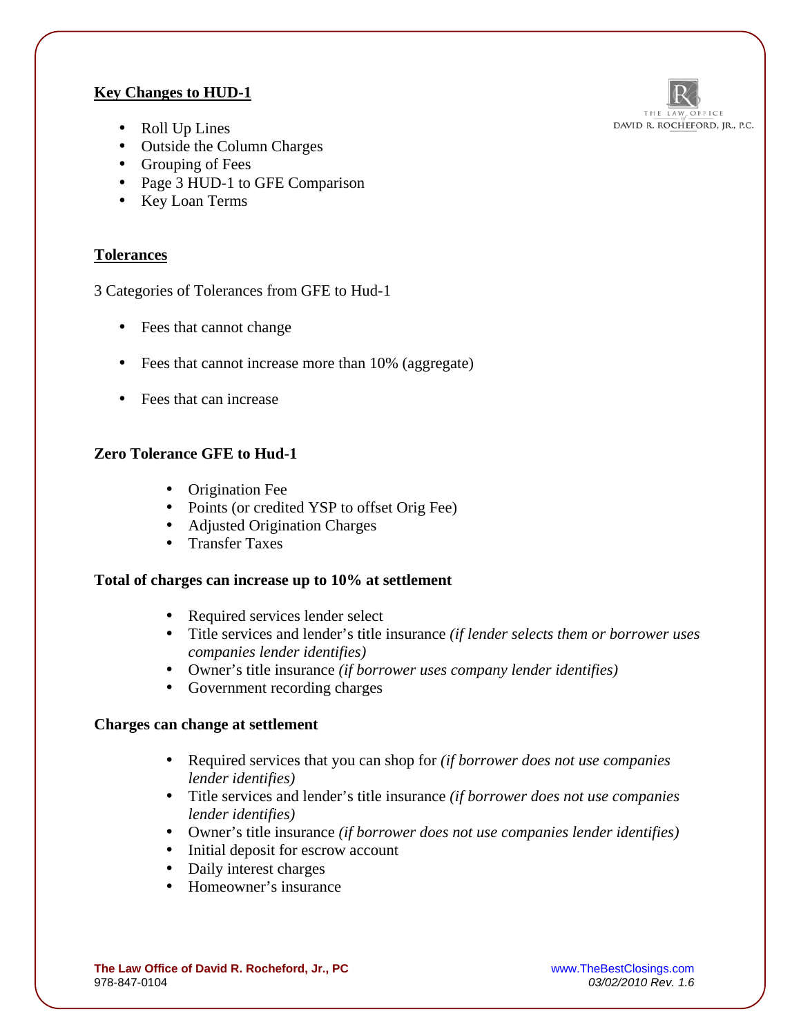## Key Changes to HUD-1

- Roll Up Lines
- Outside the Column Charges
- Grouping of Fees
- Page 3 HUD-1 to GFE Comparison
- Key Loan Terms

## Tolerances

3 Categories of Tolerances from GFE to Hud-1

- Fees that cannot change
- Fees that cannot increase more than 10% (aggregate)
- Fees that can increase

### Zero Tolerance GFE to Hud-1

- Origination Fee
- Points (or credited YSP to offset Orig Fee)
- Adjusted Origination Charges
- Transfer Taxes

### Total of charges can increase up to 10% at settlement

- Required services lender select
- Title services and lender's title insurance *(if lender selects them or borrower uses companies lender identifies)*
- Owner's title insurance *(if borrower uses company lender identifies)*
- Government recording charges

### Charges can change at settlement

- Required services that you can shop for *(if borrower does not use companies lender identifies)*
- Title services and lender's title insurance *(if borrower does not use companies lender identifies)*
- Owner's title insurance *(if borrower does not use companies lender identifies)*
- Initial deposit for escrow account
- Daily interest charges
- Homeowner's insurance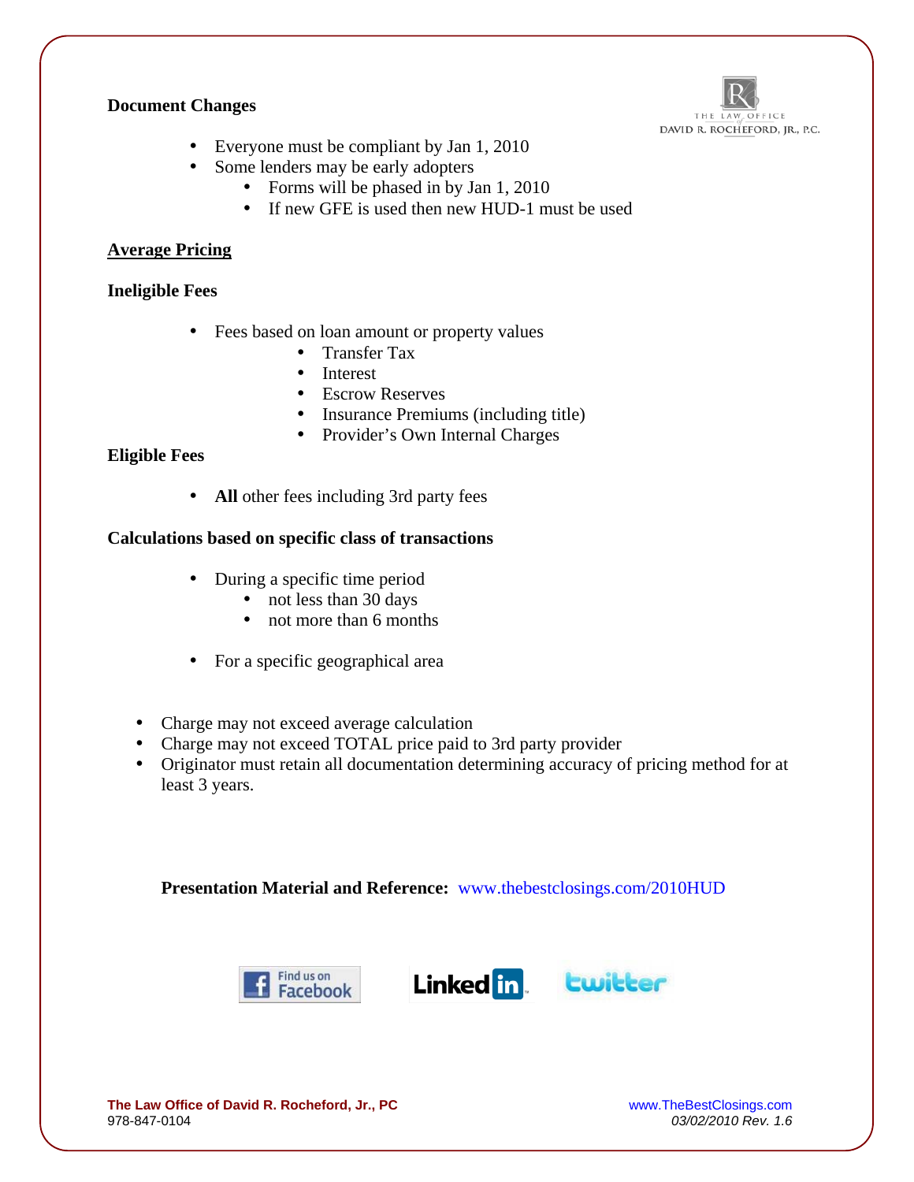**Document Changes**

- Everyone must be compliant by Jan 1, 2010
- Some lenders may be early adopters
  - Forms will be phased in by Jan 1, 2010
  - If new GFE is used then new HUD-1 must be used

**<u>Average Pricing</u>**

**Ineligible Fees**

- Fees based on loan amount or property values
  - Transfer Tax
  - Interest
  - Escrow Reserves
  - Insurance Premiums (including title)
  - Provider's Own Internal Charges

**Eligible Fees**

- **All** other fees including 3rd party fees

**Calculations based on specific class of transactions**

- During a specific time period
  - not less than 30 days
  - not more than 6 months
- For a specific geographical area

- Charge may not exceed average calculation
- Charge may not exceed TOTAL price paid to 3rd party provider
- Originator must retain all documentation determining accuracy of pricing method for at least 3 years.

**Presentation Material and Reference:** www.thebestclosings.com/2010HUD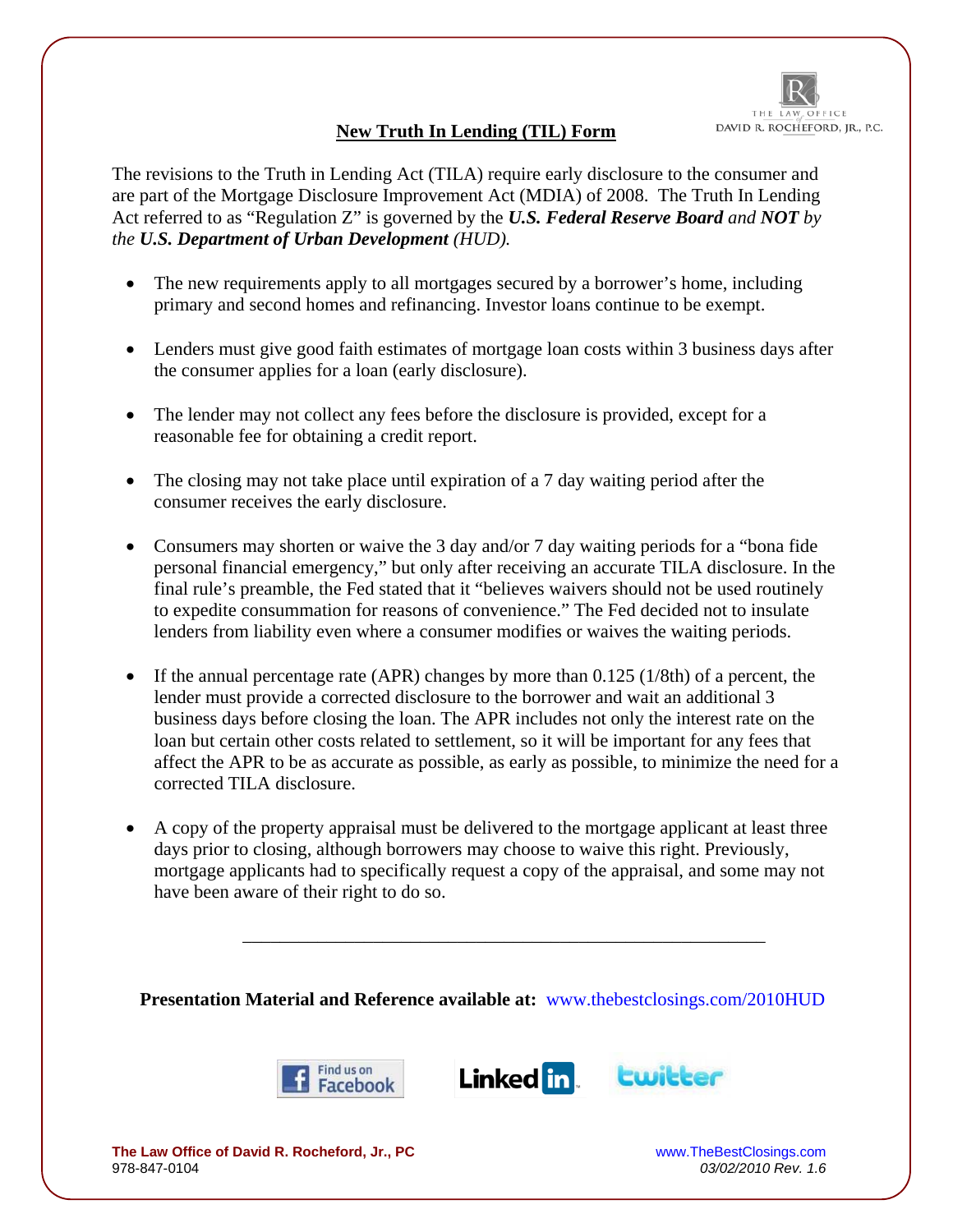## New Truth In Lending (TIL) Form

The revisions to the Truth in Lending Act (TILA) require early disclosure to the consumer and are part of the Mortgage Disclosure Improvement Act (MDIA) of 2008. The Truth In Lending Act referred to as "Regulation Z" is governed by the ***U.S. Federal Reserve Board*** *and* ***NOT*** *by the* ***U.S. Department of Urban Development*** *(HUD).*

- The new requirements apply to all mortgages secured by a borrower's home, including primary and second homes and refinancing. Investor loans continue to be exempt.
- Lenders must give good faith estimates of mortgage loan costs within 3 business days after the consumer applies for a loan (early disclosure).
- The lender may not collect any fees before the disclosure is provided, except for a reasonable fee for obtaining a credit report.
- The closing may not take place until expiration of a 7 day waiting period after the consumer receives the early disclosure.
- Consumers may shorten or waive the 3 day and/or 7 day waiting periods for a "bona fide personal financial emergency," but only after receiving an accurate TILA disclosure. In the final rule's preamble, the Fed stated that it "believes waivers should not be used routinely to expedite consummation for reasons of convenience." The Fed decided not to insulate lenders from liability even where a consumer modifies or waives the waiting periods.
- If the annual percentage rate (APR) changes by more than 0.125 (1/8th) of a percent, the lender must provide a corrected disclosure to the borrower and wait an additional 3 business days before closing the loan. The APR includes not only the interest rate on the loan but certain other costs related to settlement, so it will be important for any fees that affect the APR to be as accurate as possible, as early as possible, to minimize the need for a corrected TILA disclosure.
- A copy of the property appraisal must be delivered to the mortgage applicant at least three days prior to closing, although borrowers may choose to waive this right. Previously, mortgage applicants had to specifically request a copy of the appraisal, and some may not have been aware of their right to do so.

---

**Presentation Material and Reference available at:** www.thebestclosings.com/2010HUD

**The Law Office of David R. Rocheford, Jr., PC**
978-847-0104

www.TheBestClosings.com
*03/02/2010 Rev. 1.6*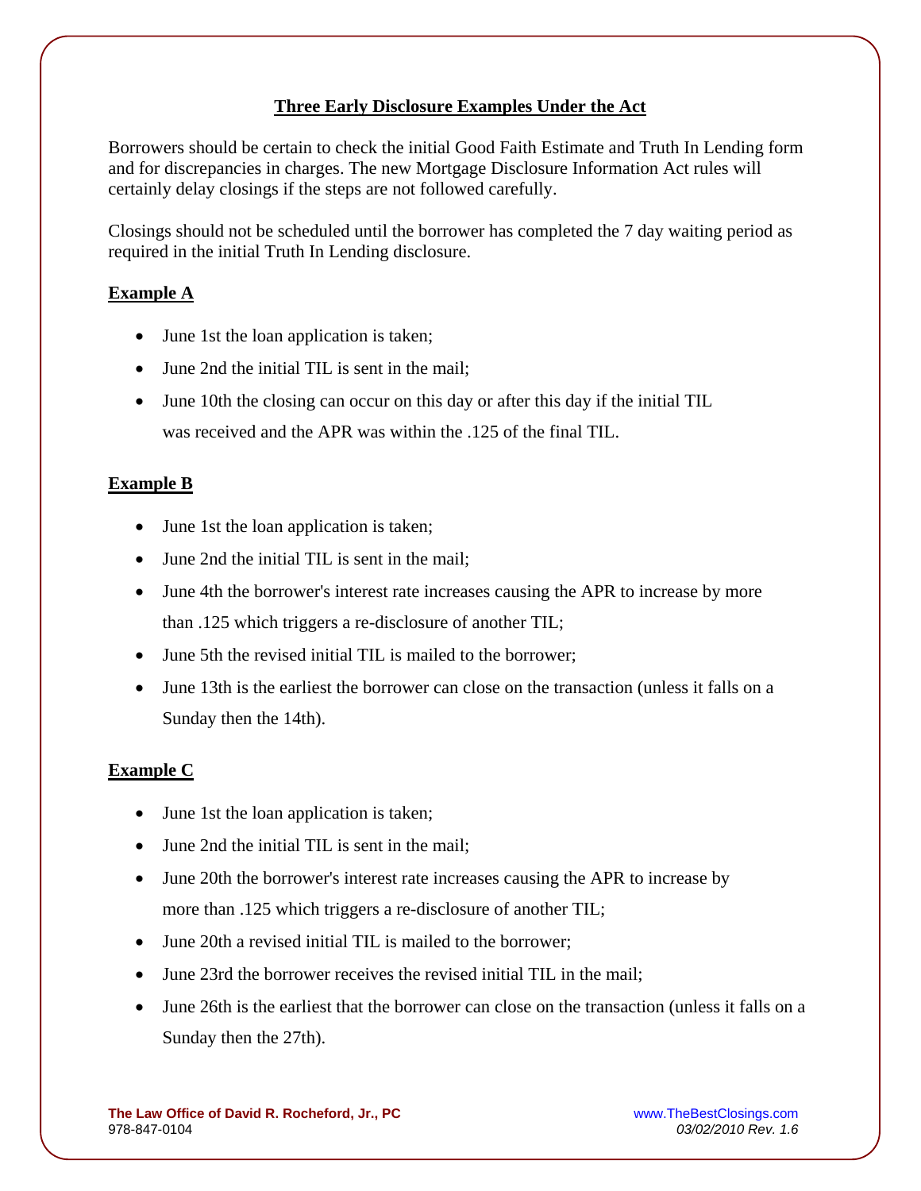## Three Early Disclosure Examples Under the Act

Borrowers should be certain to check the initial Good Faith Estimate and Truth In Lending form and for discrepancies in charges. The new Mortgage Disclosure Information Act rules will certainly delay closings if the steps are not followed carefully.

Closings should not be scheduled until the borrower has completed the 7 day waiting period as required in the initial Truth In Lending disclosure.

### Example A

- June 1st the loan application is taken;
- June 2nd the initial TIL is sent in the mail;
- June 10th the closing can occur on this day or after this day if the initial TIL was received and the APR was within the .125 of the final TIL.

### Example B

- June 1st the loan application is taken;
- June 2nd the initial TIL is sent in the mail;
- June 4th the borrower's interest rate increases causing the APR to increase by more than .125 which triggers a re-disclosure of another TIL;
- June 5th the revised initial TIL is mailed to the borrower;
- June 13th is the earliest the borrower can close on the transaction (unless it falls on a Sunday then the 14th).

### Example C

- June 1st the loan application is taken;
- June 2nd the initial TIL is sent in the mail;
- June 20th the borrower's interest rate increases causing the APR to increase by more than .125 which triggers a re-disclosure of another TIL;
- June 20th a revised initial TIL is mailed to the borrower;
- June 23rd the borrower receives the revised initial TIL in the mail;
- June 26th is the earliest that the borrower can close on the transaction (unless it falls on a Sunday then the 27th).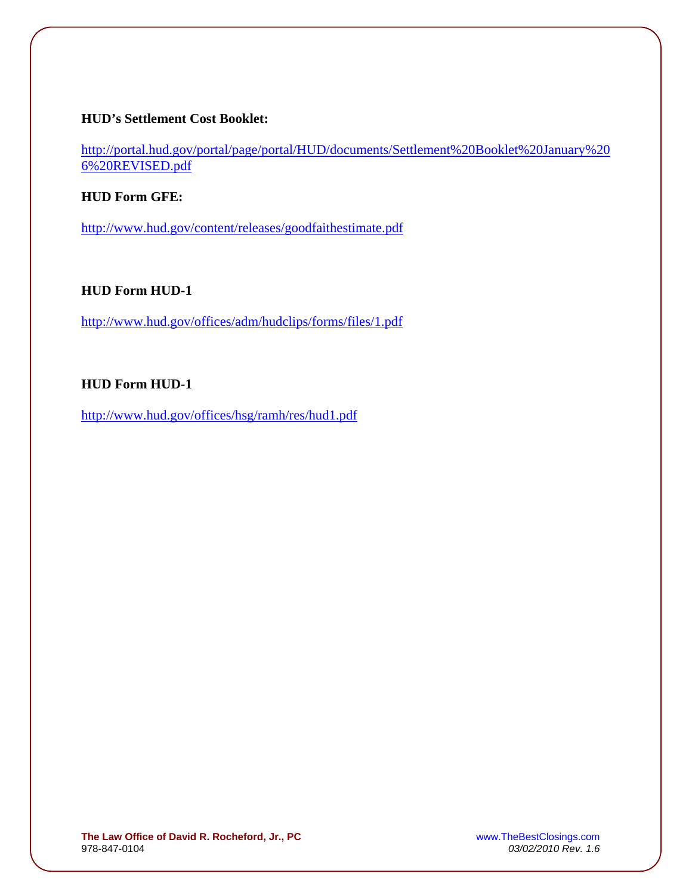**HUD's Settlement Cost Booklet:**

http://portal.hud.gov/portal/page/portal/HUD/documents/Settlement%20Booklet%20January%206%20REVISED.pdf

**HUD Form GFE:**

http://www.hud.gov/content/releases/goodfaithestimate.pdf

**HUD Form HUD-1**

http://www.hud.gov/offices/adm/hudclips/forms/files/1.pdf

**HUD Form HUD-1**

http://www.hud.gov/offices/hsg/ramh/res/hud1.pdf